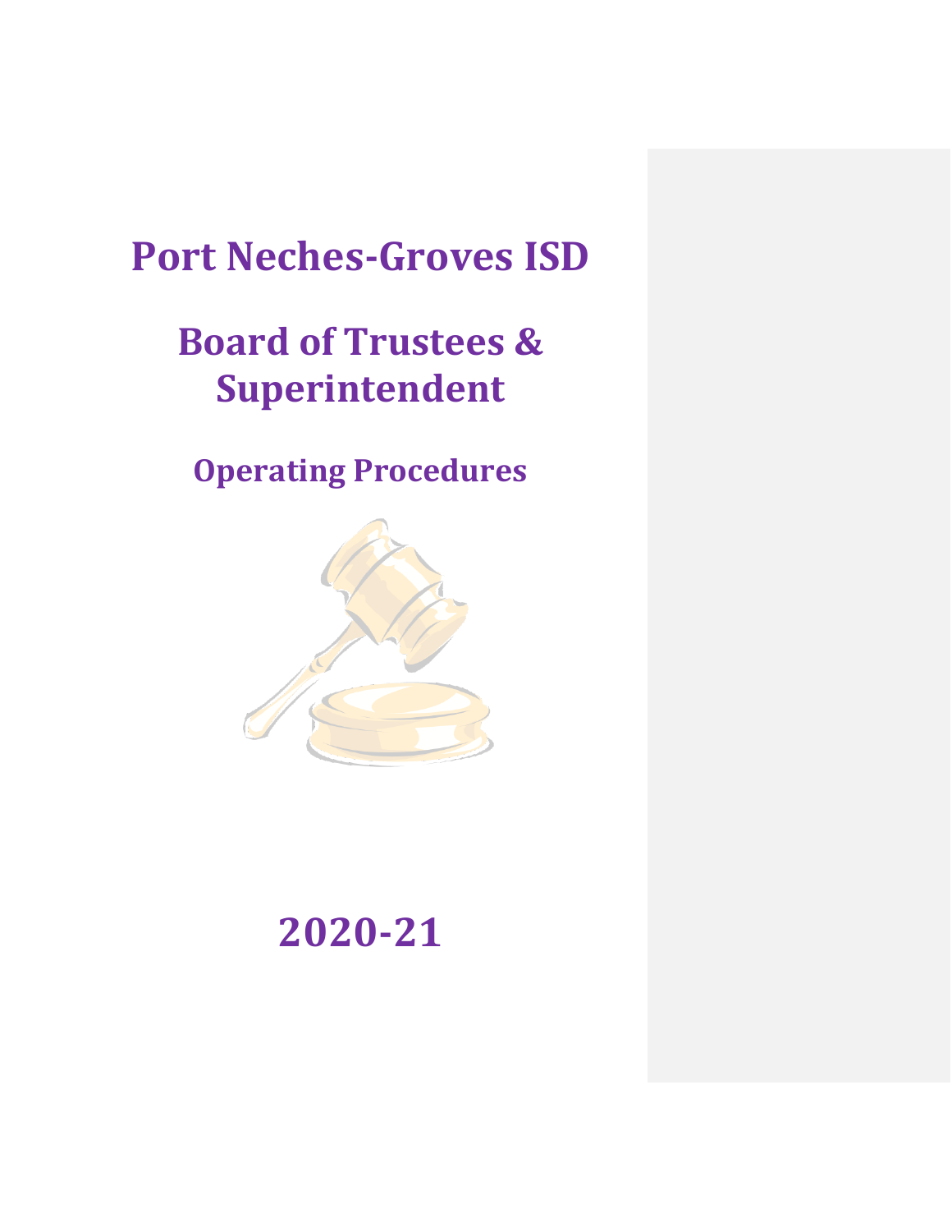# Port Neches-Groves ISD

## Board of Trustees & Superintendent

### Operating Procedures

## 2020-21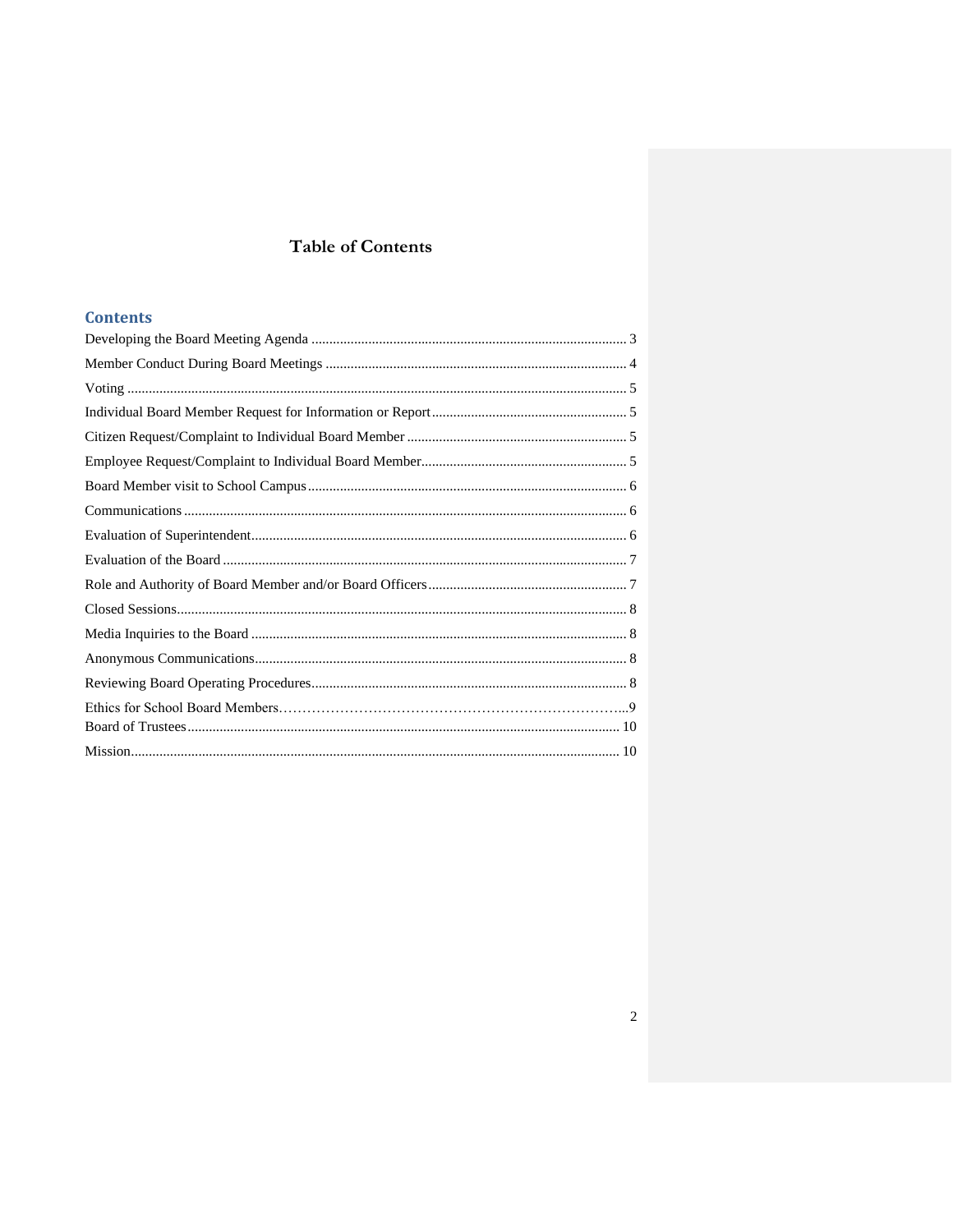# Table of Contents

## Contents

Developing the Board Meeting Agenda ........................................................................................ 3

Member Conduct During Board Meetings .................................................................................... 4

Voting ............................................................................................................................................ 5

Individual Board Member Request for Information or Report ....................................................... 5

Citizen Request/Complaint to Individual Board Member ............................................................. 5

Employee Request/Complaint to Individual Board Member......................................................... 5

Board Member visit to School Campus ......................................................................................... 6

Communications ........................................................................................................................... 6

Evaluation of Superintendent......................................................................................................... 6

Evaluation of the Board ................................................................................................................. 7

Role and Authority of Board Member and/or Board Officers ....................................................... 7

Closed Sessions............................................................................................................................. 8

Media Inquiries to the Board ......................................................................................................... 8

Anonymous Communications........................................................................................................ 8

Reviewing Board Operating Procedures........................................................................................ 8

Ethics for School Board Members…………………………………………………………………..9

Board of Trustees......................................................................................................................... 10

Mission......................................................................................................................................... 10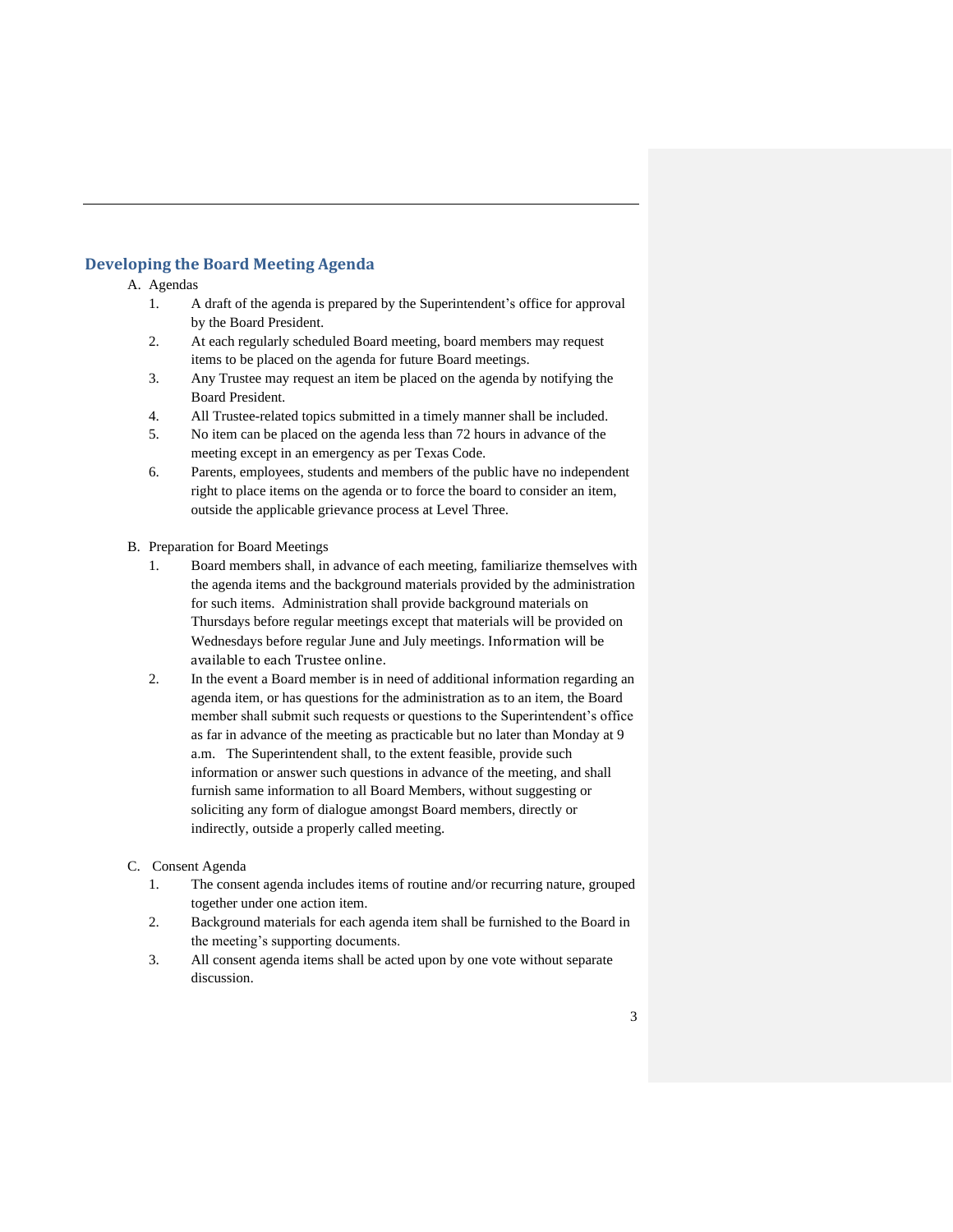## Developing the Board Meeting Agenda

A. Agendas

1. A draft of the agenda is prepared by the Superintendent's office for approval by the Board President.
2. At each regularly scheduled Board meeting, board members may request items to be placed on the agenda for future Board meetings.
3. Any Trustee may request an item be placed on the agenda by notifying the Board President.
4. All Trustee-related topics submitted in a timely manner shall be included.
5. No item can be placed on the agenda less than 72 hours in advance of the meeting except in an emergency as per Texas Code.
6. Parents, employees, students and members of the public have no independent right to place items on the agenda or to force the board to consider an item, outside the applicable grievance process at Level Three.

B. Preparation for Board Meetings

1. Board members shall, in advance of each meeting, familiarize themselves with the agenda items and the background materials provided by the administration for such items. Administration shall provide background materials on Thursdays before regular meetings except that materials will be provided on Wednesdays before regular June and July meetings. Information will be available to each Trustee online.
2. In the event a Board member is in need of additional information regarding an agenda item, or has questions for the administration as to an item, the Board member shall submit such requests or questions to the Superintendent's office as far in advance of the meeting as practicable but no later than Monday at 9 a.m. The Superintendent shall, to the extent feasible, provide such information or answer such questions in advance of the meeting, and shall furnish same information to all Board Members, without suggesting or soliciting any form of dialogue amongst Board members, directly or indirectly, outside a properly called meeting.

C. Consent Agenda

1. The consent agenda includes items of routine and/or recurring nature, grouped together under one action item.
2. Background materials for each agenda item shall be furnished to the Board in the meeting's supporting documents.
3. All consent agenda items shall be acted upon by one vote without separate discussion.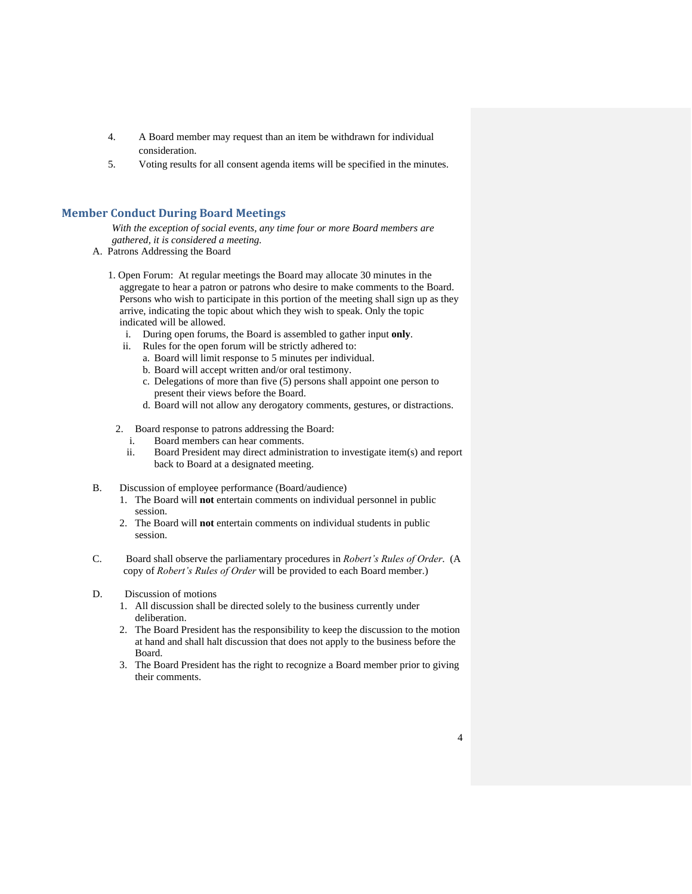4. A Board member may request than an item be withdrawn for individual consideration.
5. Voting results for all consent agenda items will be specified in the minutes.

## Member Conduct During Board Meetings

*With the exception of social events, any time four or more Board members are gathered, it is considered a meeting.*

A. Patrons Addressing the Board

1. Open Forum: At regular meetings the Board may allocate 30 minutes in the aggregate to hear a patron or patrons who desire to make comments to the Board. Persons who wish to participate in this portion of the meeting shall sign up as they arrive, indicating the topic about which they wish to speak. Only the topic indicated will be allowed.
   - i. During open forums, the Board is assembled to gather input **only**.
   - ii. Rules for the open forum will be strictly adhered to:
     - a. Board will limit response to 5 minutes per individual.
     - b. Board will accept written and/or oral testimony.
     - c. Delegations of more than five (5) persons shall appoint one person to present their views before the Board.
     - d. Board will not allow any derogatory comments, gestures, or distractions.

2. Board response to patrons addressing the Board:
   - i. Board members can hear comments.
   - ii. Board President may direct administration to investigate item(s) and report back to Board at a designated meeting.

B. Discussion of employee performance (Board/audience)

1. The Board will **not** entertain comments on individual personnel in public session.
2. The Board will **not** entertain comments on individual students in public session.

C. Board shall observe the parliamentary procedures in *Robert's Rules of Order*. (A copy of *Robert's Rules of Order* will be provided to each Board member.)

D. Discussion of motions

1. All discussion shall be directed solely to the business currently under deliberation.
2. The Board President has the responsibility to keep the discussion to the motion at hand and shall halt discussion that does not apply to the business before the Board.
3. The Board President has the right to recognize a Board member prior to giving their comments.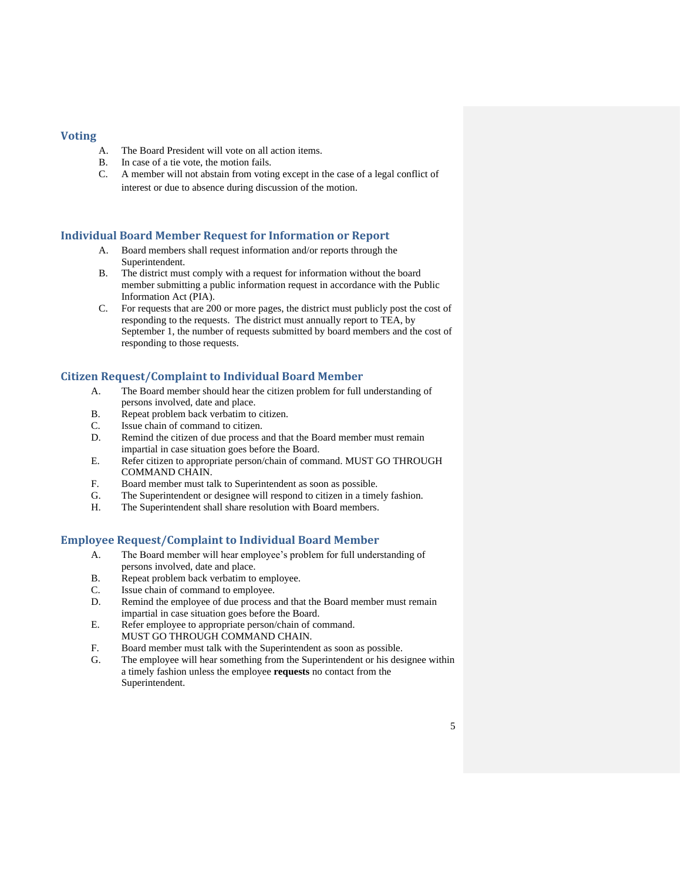## Voting

A. The Board President will vote on all action items.
B. In case of a tie vote, the motion fails.
C. A member will not abstain from voting except in the case of a legal conflict of interest or due to absence during discussion of the motion.

## Individual Board Member Request for Information or Report

A. Board members shall request information and/or reports through the Superintendent.
B. The district must comply with a request for information without the board member submitting a public information request in accordance with the Public Information Act (PIA).
C. For requests that are 200 or more pages, the district must publicly post the cost of responding to the requests. The district must annually report to TEA, by September 1, the number of requests submitted by board members and the cost of responding to those requests.

## Citizen Request/Complaint to Individual Board Member

A. The Board member should hear the citizen problem for full understanding of persons involved, date and place.
B. Repeat problem back verbatim to citizen.
C. Issue chain of command to citizen.
D. Remind the citizen of due process and that the Board member must remain impartial in case situation goes before the Board.
E. Refer citizen to appropriate person/chain of command. MUST GO THROUGH COMMAND CHAIN.
F. Board member must talk to Superintendent as soon as possible.
G. The Superintendent or designee will respond to citizen in a timely fashion.
H. The Superintendent shall share resolution with Board members.

## Employee Request/Complaint to Individual Board Member

A. The Board member will hear employee's problem for full understanding of persons involved, date and place.
B. Repeat problem back verbatim to employee.
C. Issue chain of command to employee.
D. Remind the employee of due process and that the Board member must remain impartial in case situation goes before the Board.
E. Refer employee to appropriate person/chain of command.
MUST GO THROUGH COMMAND CHAIN.
F. Board member must talk with the Superintendent as soon as possible.
G. The employee will hear something from the Superintendent or his designee within a timely fashion unless the employee **requests** no contact from the Superintendent.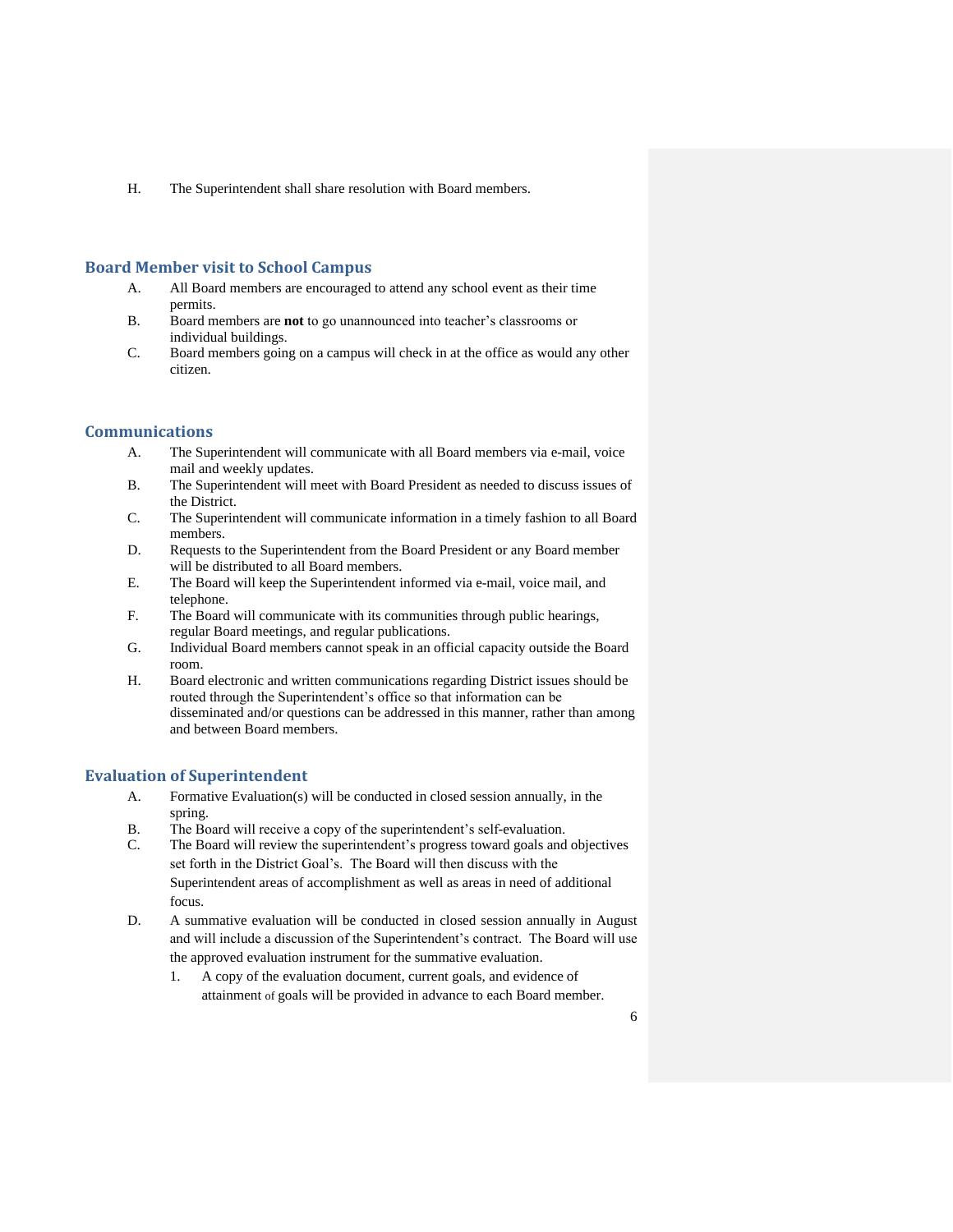H. The Superintendent shall share resolution with Board members.

## Board Member visit to School Campus

A. All Board members are encouraged to attend any school event as their time permits.

B. Board members are **not** to go unannounced into teacher's classrooms or individual buildings.

C. Board members going on a campus will check in at the office as would any other citizen.

## Communications

A. The Superintendent will communicate with all Board members via e-mail, voice mail and weekly updates.

B. The Superintendent will meet with Board President as needed to discuss issues of the District.

C. The Superintendent will communicate information in a timely fashion to all Board members.

D. Requests to the Superintendent from the Board President or any Board member will be distributed to all Board members.

E. The Board will keep the Superintendent informed via e-mail, voice mail, and telephone.

F. The Board will communicate with its communities through public hearings, regular Board meetings, and regular publications.

G. Individual Board members cannot speak in an official capacity outside the Board room.

H. Board electronic and written communications regarding District issues should be routed through the Superintendent's office so that information can be disseminated and/or questions can be addressed in this manner, rather than among and between Board members.

## Evaluation of Superintendent

A. Formative Evaluation(s) will be conducted in closed session annually, in the spring.

B. The Board will receive a copy of the superintendent's self-evaluation.

C. The Board will review the superintendent's progress toward goals and objectives set forth in the District Goal's. The Board will then discuss with the Superintendent areas of accomplishment as well as areas in need of additional focus.

D. A summative evaluation will be conducted in closed session annually in August and will include a discussion of the Superintendent's contract. The Board will use the approved evaluation instrument for the summative evaluation.

   1. A copy of the evaluation document, current goals, and evidence of attainment of goals will be provided in advance to each Board member.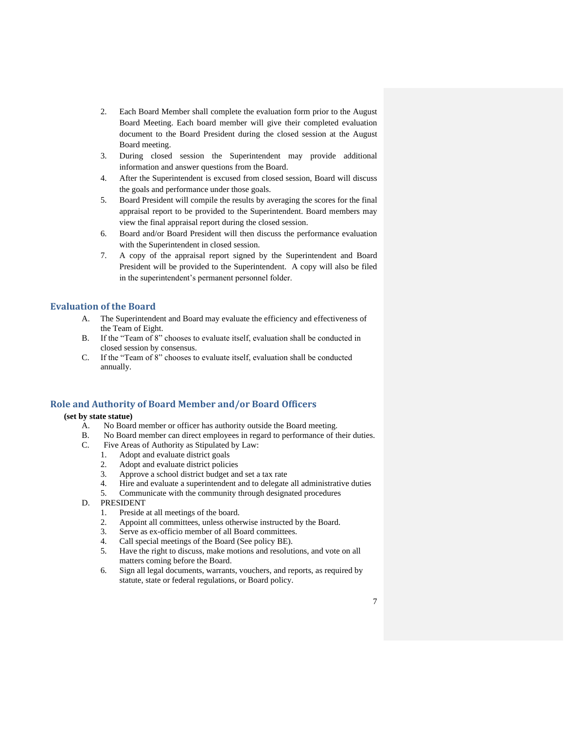2. Each Board Member shall complete the evaluation form prior to the August Board Meeting. Each board member will give their completed evaluation document to the Board President during the closed session at the August Board meeting.
3. During closed session the Superintendent may provide additional information and answer questions from the Board.
4. After the Superintendent is excused from closed session, Board will discuss the goals and performance under those goals.
5. Board President will compile the results by averaging the scores for the final appraisal report to be provided to the Superintendent. Board members may view the final appraisal report during the closed session.
6. Board and/or Board President will then discuss the performance evaluation with the Superintendent in closed session.
7. A copy of the appraisal report signed by the Superintendent and Board President will be provided to the Superintendent. A copy will also be filed in the superintendent's permanent personnel folder.

## Evaluation of the Board

A. The Superintendent and Board may evaluate the efficiency and effectiveness of the Team of Eight.
B. If the "Team of 8" chooses to evaluate itself, evaluation shall be conducted in closed session by consensus.
C. If the "Team of 8" chooses to evaluate itself, evaluation shall be conducted annually.

## Role and Authority of Board Member and/or Board Officers

**(set by state statue)**

A. No Board member or officer has authority outside the Board meeting.
B. No Board member can direct employees in regard to performance of their duties.
C. Five Areas of Authority as Stipulated by Law:
   1. Adopt and evaluate district goals
   2. Adopt and evaluate district policies
   3. Approve a school district budget and set a tax rate
   4. Hire and evaluate a superintendent and to delegate all administrative duties
   5. Communicate with the community through designated procedures
D. PRESIDENT
   1. Preside at all meetings of the board.
   2. Appoint all committees, unless otherwise instructed by the Board.
   3. Serve as ex-officio member of all Board committees.
   4. Call special meetings of the Board (See policy BE).
   5. Have the right to discuss, make motions and resolutions, and vote on all matters coming before the Board.
   6. Sign all legal documents, warrants, vouchers, and reports, as required by statute, state or federal regulations, or Board policy.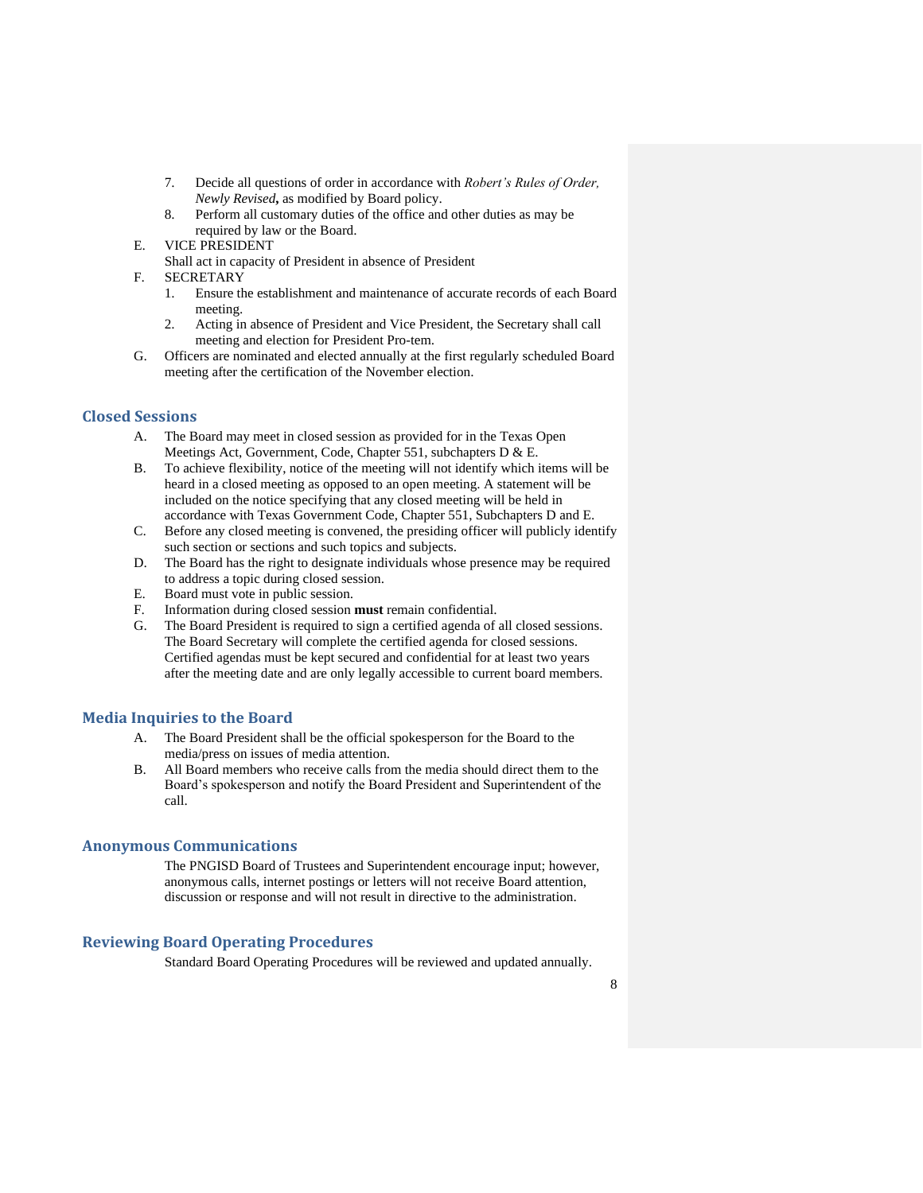7. Decide all questions of order in accordance with *Robert's Rules of Order, Newly Revised***,** as modified by Board policy.
8. Perform all customary duties of the office and other duties as may be required by law or the Board.

E. VICE PRESIDENT
Shall act in capacity of President in absence of President

F. SECRETARY
1. Ensure the establishment and maintenance of accurate records of each Board meeting.
2. Acting in absence of President and Vice President, the Secretary shall call meeting and election for President Pro-tem.

G. Officers are nominated and elected annually at the first regularly scheduled Board meeting after the certification of the November election.

## Closed Sessions

A. The Board may meet in closed session as provided for in the Texas Open Meetings Act, Government, Code, Chapter 551, subchapters D & E.

B. To achieve flexibility, notice of the meeting will not identify which items will be heard in a closed meeting as opposed to an open meeting. A statement will be included on the notice specifying that any closed meeting will be held in accordance with Texas Government Code, Chapter 551, Subchapters D and E.

C. Before any closed meeting is convened, the presiding officer will publicly identify such section or sections and such topics and subjects.

D. The Board has the right to designate individuals whose presence may be required to address a topic during closed session.

E. Board must vote in public session.

F. Information during closed session **must** remain confidential.

G. The Board President is required to sign a certified agenda of all closed sessions. The Board Secretary will complete the certified agenda for closed sessions. Certified agendas must be kept secured and confidential for at least two years after the meeting date and are only legally accessible to current board members.

## Media Inquiries to the Board

A. The Board President shall be the official spokesperson for the Board to the media/press on issues of media attention.

B. All Board members who receive calls from the media should direct them to the Board's spokesperson and notify the Board President and Superintendent of the call.

## Anonymous Communications

The PNGISD Board of Trustees and Superintendent encourage input; however, anonymous calls, internet postings or letters will not receive Board attention, discussion or response and will not result in directive to the administration.

## Reviewing Board Operating Procedures

Standard Board Operating Procedures will be reviewed and updated annually.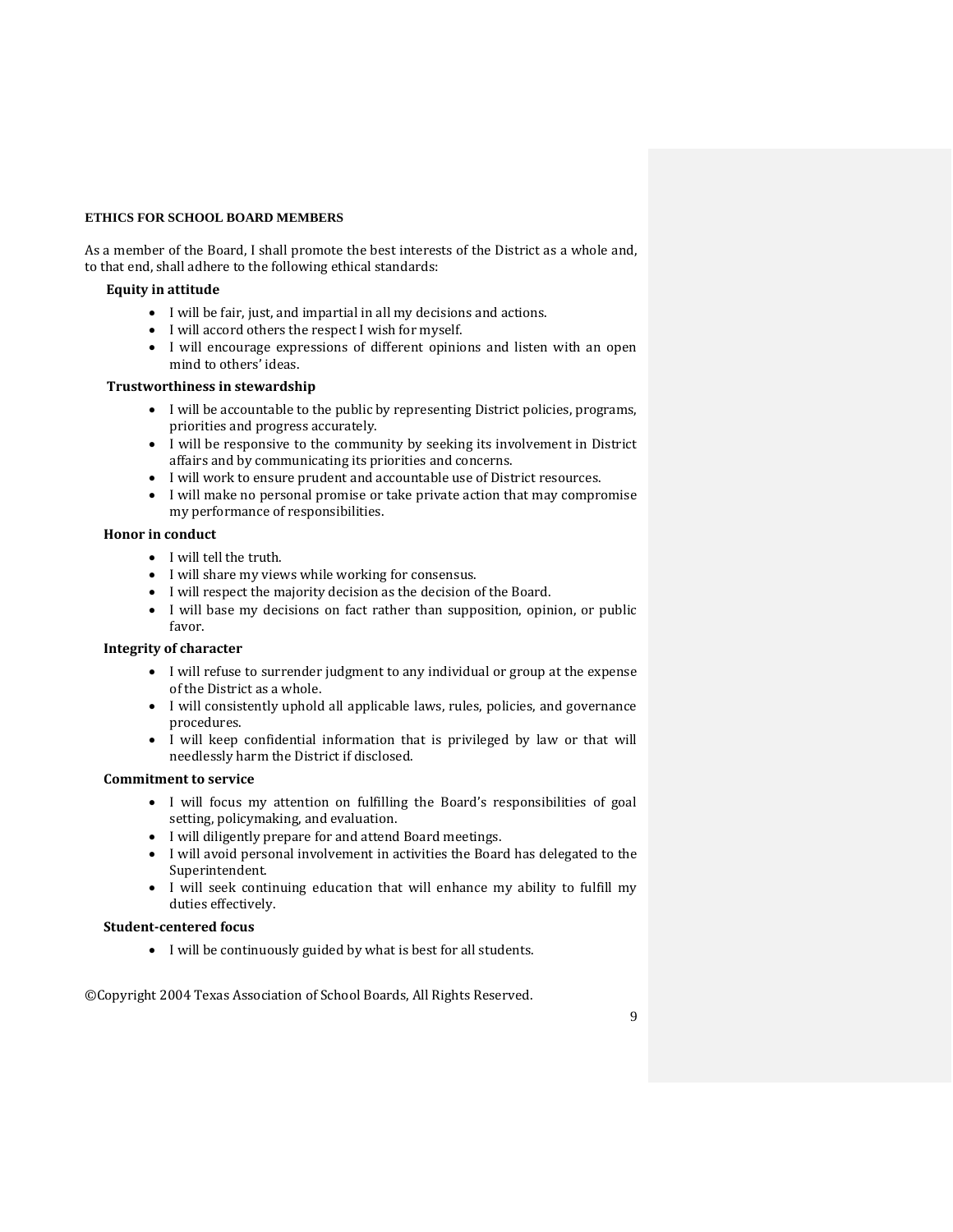## ETHICS FOR SCHOOL BOARD MEMBERS

As a member of the Board, I shall promote the best interests of the District as a whole and, to that end, shall adhere to the following ethical standards:

**Equity in attitude**

- I will be fair, just, and impartial in all my decisions and actions.
- I will accord others the respect I wish for myself.
- I will encourage expressions of different opinions and listen with an open mind to others' ideas.

**Trustworthiness in stewardship**

- I will be accountable to the public by representing District policies, programs, priorities and progress accurately.
- I will be responsive to the community by seeking its involvement in District affairs and by communicating its priorities and concerns.
- I will work to ensure prudent and accountable use of District resources.
- I will make no personal promise or take private action that may compromise my performance of responsibilities.

**Honor in conduct**

- I will tell the truth.
- I will share my views while working for consensus.
- I will respect the majority decision as the decision of the Board.
- I will base my decisions on fact rather than supposition, opinion, or public favor.

**Integrity of character**

- I will refuse to surrender judgment to any individual or group at the expense of the District as a whole.
- I will consistently uphold all applicable laws, rules, policies, and governance procedures.
- I will keep confidential information that is privileged by law or that will needlessly harm the District if disclosed.

**Commitment to service**

- I will focus my attention on fulfilling the Board's responsibilities of goal setting, policymaking, and evaluation.
- I will diligently prepare for and attend Board meetings.
- I will avoid personal involvement in activities the Board has delegated to the Superintendent.
- I will seek continuing education that will enhance my ability to fulfill my duties effectively.

**Student-centered focus**

- I will be continuously guided by what is best for all students.

©Copyright 2004 Texas Association of School Boards, All Rights Reserved.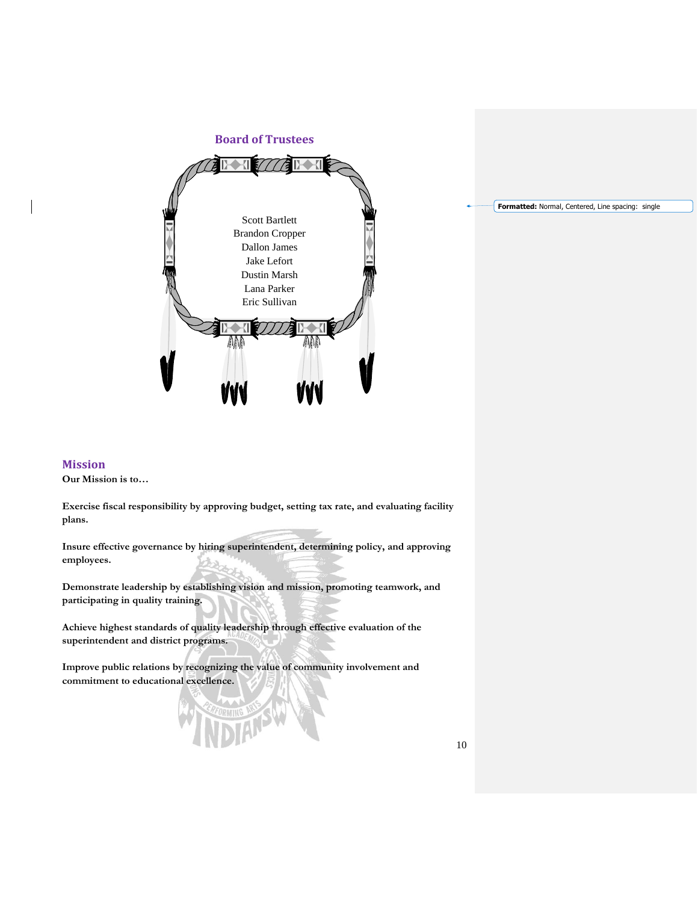## Board of Trustees

Scott Bartlett
Brandon Cropper
Dallon James
Jake Lefort
Dustin Marsh
Lana Parker
Eric Sullivan

## Mission

**Our Mission is to…**

**Exercise fiscal responsibility by approving budget, setting tax rate, and evaluating facility plans.**

**Insure effective governance by hiring superintendent, determining policy, and approving employees.**

**Demonstrate leadership by establishing vision and mission, promoting teamwork, and participating in quality training.**

**Achieve highest standards of quality leadership through effective evaluation of the superintendent and district programs.**

**Improve public relations by recognizing the value of community involvement and commitment to educational excellence.**